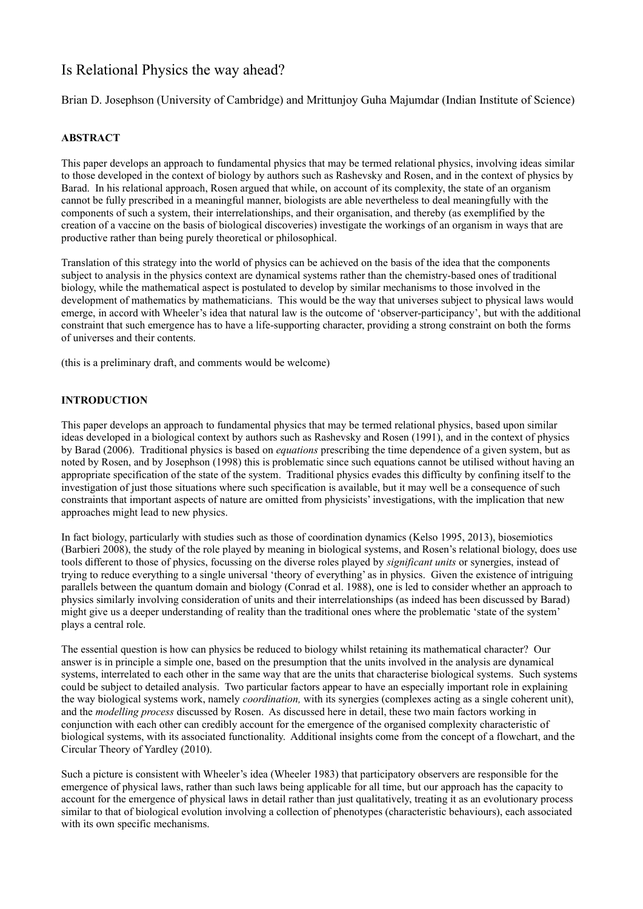# Is Relational Physics the way ahead?

Brian D. Josephson (University of Cambridge) and Mrittunjoy Guha Majumdar (Indian Institute of Science)

**ABSTRACT**

This paper develops an approach to fundamental physics that may be termed relational physics, involving ideas similar to those developed in the context of biology by authors such as Rashevsky and Rosen, and in the context of physics by Barad. In his relational approach, Rosen argued that while, on account of its complexity, the state of an organism cannot be fully prescribed in a meaningful manner, biologists are able nevertheless to deal meaningfully with the components of such a system, their interrelationships, and their organisation, and thereby (as exemplified by the creation of a vaccine on the basis of biological discoveries) investigate the workings of an organism in ways that are productive rather than being purely theoretical or philosophical.

Translation of this strategy into the world of physics can be achieved on the basis of the idea that the components subject to analysis in the physics context are dynamical systems rather than the chemistry-based ones of traditional biology, while the mathematical aspect is postulated to develop by similar mechanisms to those involved in the development of mathematics by mathematicians. This would be the way that universes subject to physical laws would emerge, in accord with Wheeler's idea that natural law is the outcome of 'observer-participancy', but with the additional constraint that such emergence has to have a life-supporting character, providing a strong constraint on both the forms of universes and their contents.

(this is a preliminary draft, and comments would be welcome)

**INTRODUCTION**

This paper develops an approach to fundamental physics that may be termed relational physics, based upon similar ideas developed in a biological context by authors such as Rashevsky and Rosen (1991), and in the context of physics by Barad (2006). Traditional physics is based on *equations* prescribing the time dependence of a given system, but as noted by Rosen, and by Josephson (1998) this is problematic since such equations cannot be utilised without having an appropriate specification of the state of the system. Traditional physics evades this difficulty by confining itself to the investigation of just those situations where such specification is available, but it may well be a consequence of such constraints that important aspects of nature are omitted from physicists' investigations, with the implication that new approaches might lead to new physics.

In fact biology, particularly with studies such as those of coordination dynamics (Kelso 1995, 2013), biosemiotics (Barbieri 2008), the study of the role played by meaning in biological systems, and Rosen's relational biology, does use tools different to those of physics, focussing on the diverse roles played by *significant units* or synergies, instead of trying to reduce everything to a single universal 'theory of everything' as in physics. Given the existence of intriguing parallels between the quantum domain and biology (Conrad et al. 1988), one is led to consider whether an approach to physics similarly involving consideration of units and their interrelationships (as indeed has been discussed by Barad) might give us a deeper understanding of reality than the traditional ones where the problematic 'state of the system' plays a central role.

The essential question is how can physics be reduced to biology whilst retaining its mathematical character? Our answer is in principle a simple one, based on the presumption that the units involved in the analysis are dynamical systems, interrelated to each other in the same way that are the units that characterise biological systems. Such systems could be subject to detailed analysis. Two particular factors appear to have an especially important role in explaining the way biological systems work, namely *coordination,* with its synergies (complexes acting as a single coherent unit), and the *modelling process* discussed by Rosen. As discussed here in detail, these two main factors working in conjunction with each other can credibly account for the emergence of the organised complexity characteristic of biological systems, with its associated functionality. Additional insights come from the concept of a flowchart, and the Circular Theory of Yardley (2010).

Such a picture is consistent with Wheeler's idea (Wheeler 1983) that participatory observers are responsible for the emergence of physical laws, rather than such laws being applicable for all time, but our approach has the capacity to account for the emergence of physical laws in detail rather than just qualitatively, treating it as an evolutionary process similar to that of biological evolution involving a collection of phenotypes (characteristic behaviours), each associated with its own specific mechanisms.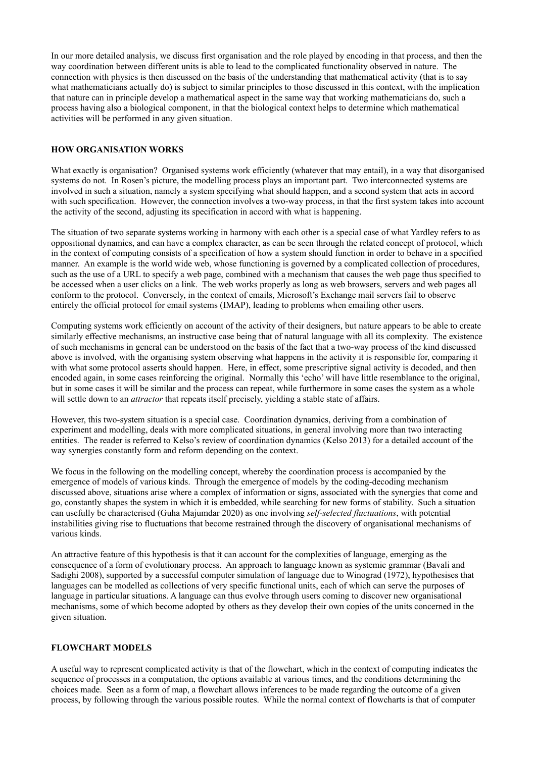In our more detailed analysis, we discuss first organisation and the role played by encoding in that process, and then the way coordination between different units is able to lead to the complicated functionality observed in nature. The connection with physics is then discussed on the basis of the understanding that mathematical activity (that is to say what mathematicians actually do) is subject to similar principles to those discussed in this context, with the implication that nature can in principle develop a mathematical aspect in the same way that working mathematicians do, such a process having also a biological component, in that the biological context helps to determine which mathematical activities will be performed in any given situation.

## HOW ORGANISATION WORKS

What exactly is organisation? Organised systems work efficiently (whatever that may entail), in a way that disorganised systems do not. In Rosen's picture, the modelling process plays an important part. Two interconnected systems are involved in such a situation, namely a system specifying what should happen, and a second system that acts in accord with such specification. However, the connection involves a two-way process, in that the first system takes into account the activity of the second, adjusting its specification in accord with what is happening.

The situation of two separate systems working in harmony with each other is a special case of what Yardley refers to as oppositional dynamics, and can have a complex character, as can be seen through the related concept of protocol, which in the context of computing consists of a specification of how a system should function in order to behave in a specified manner. An example is the world wide web, whose functioning is governed by a complicated collection of procedures, such as the use of a URL to specify a web page, combined with a mechanism that causes the web page thus specified to be accessed when a user clicks on a link. The web works properly as long as web browsers, servers and web pages all conform to the protocol. Conversely, in the context of emails, Microsoft's Exchange mail servers fail to observe entirely the official protocol for email systems (IMAP), leading to problems when emailing other users.

Computing systems work efficiently on account of the activity of their designers, but nature appears to be able to create similarly effective mechanisms, an instructive case being that of natural language with all its complexity. The existence of such mechanisms in general can be understood on the basis of the fact that a two-way process of the kind discussed above is involved, with the organising system observing what happens in the activity it is responsible for, comparing it with what some protocol asserts should happen. Here, in effect, some prescriptive signal activity is decoded, and then encoded again, in some cases reinforcing the original. Normally this 'echo' will have little resemblance to the original, but in some cases it will be similar and the process can repeat, while furthermore in some cases the system as a whole will settle down to an *attractor* that repeats itself precisely, yielding a stable state of affairs.

However, this two-system situation is a special case. Coordination dynamics, deriving from a combination of experiment and modelling, deals with more complicated situations, in general involving more than two interacting entities. The reader is referred to Kelso's review of coordination dynamics (Kelso 2013) for a detailed account of the way synergies constantly form and reform depending on the context.

We focus in the following on the modelling concept, whereby the coordination process is accompanied by the emergence of models of various kinds. Through the emergence of models by the coding-decoding mechanism discussed above, situations arise where a complex of information or signs, associated with the synergies that come and go, constantly shapes the system in which it is embedded, while searching for new forms of stability. Such a situation can usefully be characterised (Guha Majumdar 2020) as one involving *self-selected fluctuations*, with potential instabilities giving rise to fluctuations that become restrained through the discovery of organisational mechanisms of various kinds.

An attractive feature of this hypothesis is that it can account for the complexities of language, emerging as the consequence of a form of evolutionary process. An approach to language known as systemic grammar (Bavali and Sadighi 2008), supported by a successful computer simulation of language due to Winograd (1972), hypothesises that languages can be modelled as collections of very specific functional units, each of which can serve the purposes of language in particular situations. A language can thus evolve through users coming to discover new organisational mechanisms, some of which become adopted by others as they develop their own copies of the units concerned in the given situation.

## FLOWCHART MODELS

A useful way to represent complicated activity is that of the flowchart, which in the context of computing indicates the sequence of processes in a computation, the options available at various times, and the conditions determining the choices made. Seen as a form of map, a flowchart allows inferences to be made regarding the outcome of a given process, by following through the various possible routes. While the normal context of flowcharts is that of computer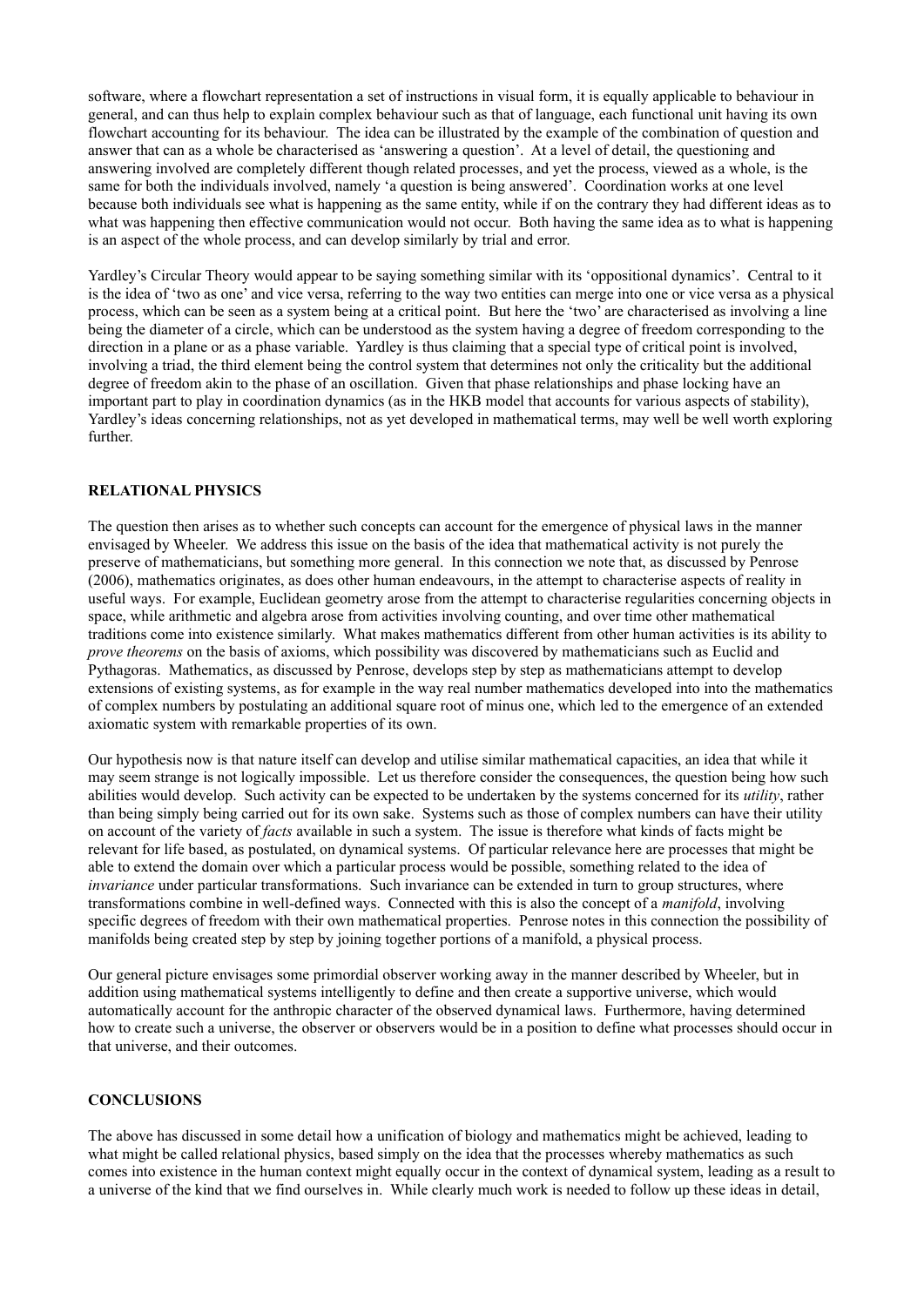software, where a flowchart representation a set of instructions in visual form, it is equally applicable to behaviour in general, and can thus help to explain complex behaviour such as that of language, each functional unit having its own flowchart accounting for its behaviour. The idea can be illustrated by the example of the combination of question and answer that can as a whole be characterised as 'answering a question'. At a level of detail, the questioning and answering involved are completely different though related processes, and yet the process, viewed as a whole, is the same for both the individuals involved, namely 'a question is being answered'. Coordination works at one level because both individuals see what is happening as the same entity, while if on the contrary they had different ideas as to what was happening then effective communication would not occur. Both having the same idea as to what is happening is an aspect of the whole process, and can develop similarly by trial and error.

Yardley's Circular Theory would appear to be saying something similar with its 'oppositional dynamics'. Central to it is the idea of 'two as one' and vice versa, referring to the way two entities can merge into one or vice versa as a physical process, which can be seen as a system being at a critical point. But here the 'two' are characterised as involving a line being the diameter of a circle, which can be understood as the system having a degree of freedom corresponding to the direction in a plane or as a phase variable. Yardley is thus claiming that a special type of critical point is involved, involving a triad, the third element being the control system that determines not only the criticality but the additional degree of freedom akin to the phase of an oscillation. Given that phase relationships and phase locking have an important part to play in coordination dynamics (as in the HKB model that accounts for various aspects of stability), Yardley's ideas concerning relationships, not as yet developed in mathematical terms, may well be well worth exploring further.

## RELATIONAL PHYSICS

The question then arises as to whether such concepts can account for the emergence of physical laws in the manner envisaged by Wheeler. We address this issue on the basis of the idea that mathematical activity is not purely the preserve of mathematicians, but something more general. In this connection we note that, as discussed by Penrose (2006), mathematics originates, as does other human endeavours, in the attempt to characterise aspects of reality in useful ways. For example, Euclidean geometry arose from the attempt to characterise regularities concerning objects in space, while arithmetic and algebra arose from activities involving counting, and over time other mathematical traditions come into existence similarly. What makes mathematics different from other human activities is its ability to *prove theorems* on the basis of axioms, which possibility was discovered by mathematicians such as Euclid and Pythagoras. Mathematics, as discussed by Penrose, develops step by step as mathematicians attempt to develop extensions of existing systems, as for example in the way real number mathematics developed into into the mathematics of complex numbers by postulating an additional square root of minus one, which led to the emergence of an extended axiomatic system with remarkable properties of its own.

Our hypothesis now is that nature itself can develop and utilise similar mathematical capacities, an idea that while it may seem strange is not logically impossible. Let us therefore consider the consequences, the question being how such abilities would develop. Such activity can be expected to be undertaken by the systems concerned for its *utility*, rather than being simply being carried out for its own sake. Systems such as those of complex numbers can have their utility on account of the variety of *facts* available in such a system. The issue is therefore what kinds of facts might be relevant for life based, as postulated, on dynamical systems. Of particular relevance here are processes that might be able to extend the domain over which a particular process would be possible, something related to the idea of *invariance* under particular transformations. Such invariance can be extended in turn to group structures, where transformations combine in well-defined ways. Connected with this is also the concept of a *manifold*, involving specific degrees of freedom with their own mathematical properties. Penrose notes in this connection the possibility of manifolds being created step by step by joining together portions of a manifold, a physical process.

Our general picture envisages some primordial observer working away in the manner described by Wheeler, but in addition using mathematical systems intelligently to define and then create a supportive universe, which would automatically account for the anthropic character of the observed dynamical laws. Furthermore, having determined how to create such a universe, the observer or observers would be in a position to define what processes should occur in that universe, and their outcomes.

## CONCLUSIONS

The above has discussed in some detail how a unification of biology and mathematics might be achieved, leading to what might be called relational physics, based simply on the idea that the processes whereby mathematics as such comes into existence in the human context might equally occur in the context of dynamical system, leading as a result to a universe of the kind that we find ourselves in. While clearly much work is needed to follow up these ideas in detail,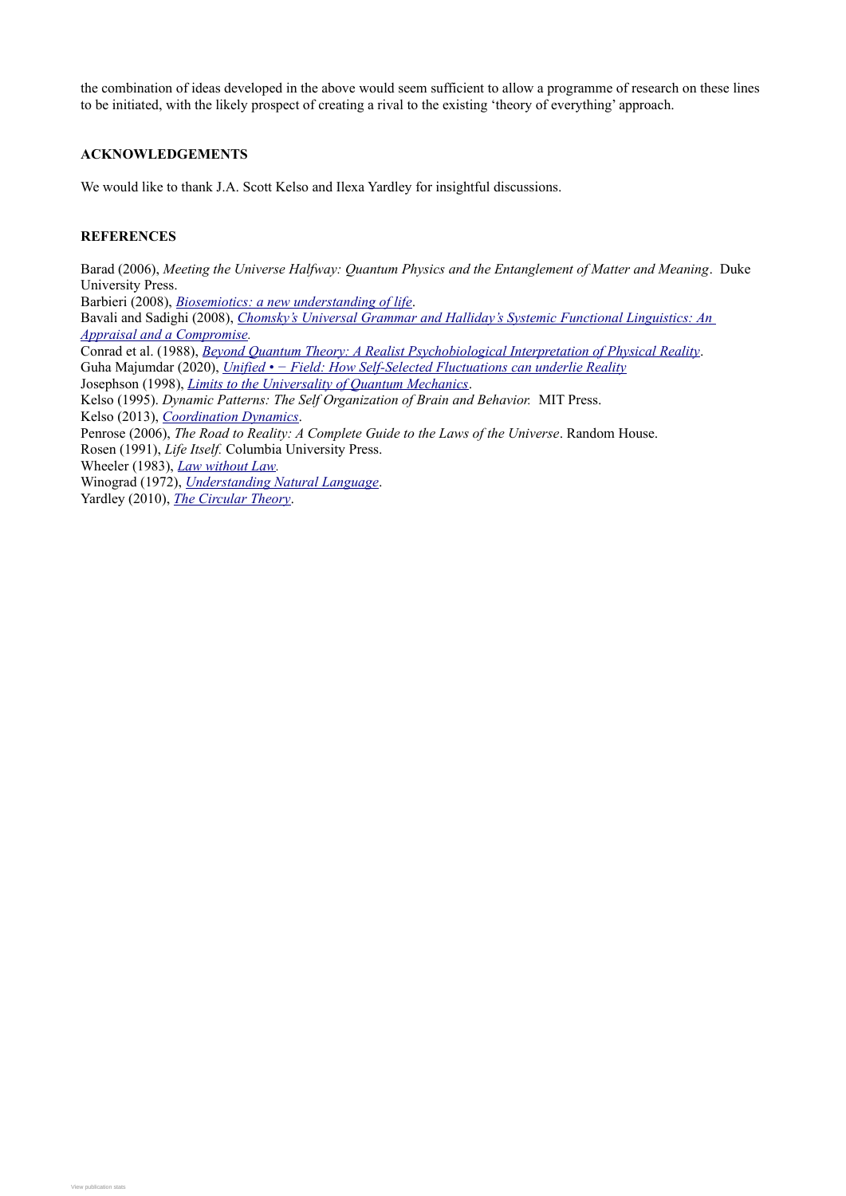the combination of ideas developed in the above would seem sufficient to allow a programme of research on these lines to be initiated, with the likely prospect of creating a rival to the existing 'theory of everything' approach.

## ACKNOWLEDGEMENTS

We would like to thank J.A. Scott Kelso and Ilexa Yardley for insightful discussions.

## REFERENCES

Barad (2006), *Meeting the Universe Halfway: Quantum Physics and the Entanglement of Matter and Meaning*. Duke University Press.
Barbieri (2008), *Biosemiotics: a new understanding of life*.
Bavali and Sadighi (2008), *Chomsky's Universal Grammar and Halliday's Systemic Functional Linguistics: An Appraisal and a Compromise.*
Conrad et al. (1988), *Beyond Quantum Theory: A Realist Psychobiological Interpretation of Physical Reality*.
Guha Majumdar (2020), *Unified • − Field: How Self-Selected Fluctuations can underlie Reality*
Josephson (1998), *Limits to the Universality of Quantum Mechanics*.
Kelso (1995). *Dynamic Patterns: The Self Organization of Brain and Behavior.* MIT Press.
Kelso (2013), *Coordination Dynamics*.
Penrose (2006), *The Road to Reality: A Complete Guide to the Laws of the Universe*. Random House.
Rosen (1991), *Life Itself.* Columbia University Press.
Wheeler (1983), *Law without Law.*
Winograd (1972), *Understanding Natural Language*.
Yardley (2010), *The Circular Theory*.